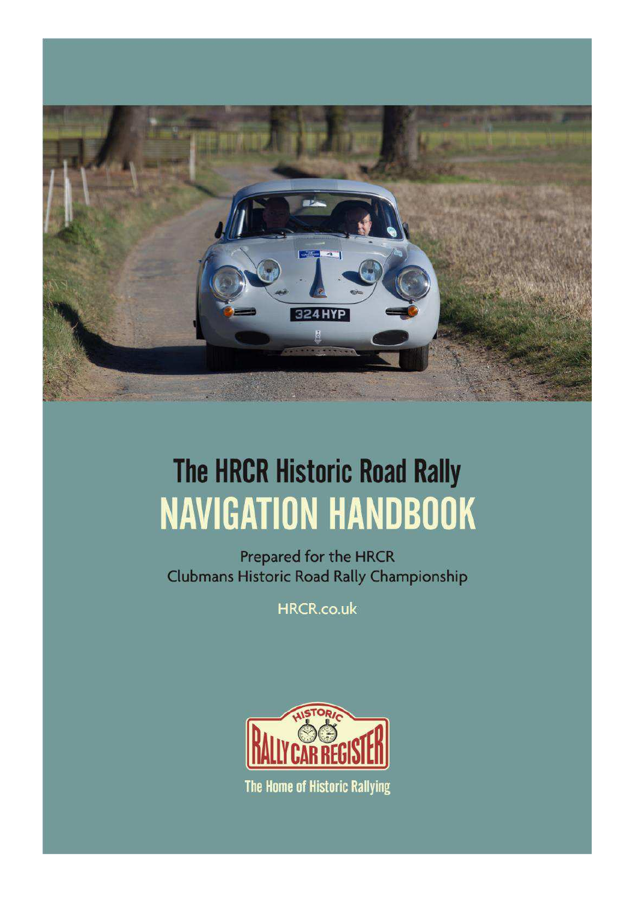# The HRCR Historic Road Rally
# NAVIGATION HANDBOOK

Prepared for the HRCR
Clubmans Historic Road Rally Championship

HRCR.co.uk

The Home of Historic Rallying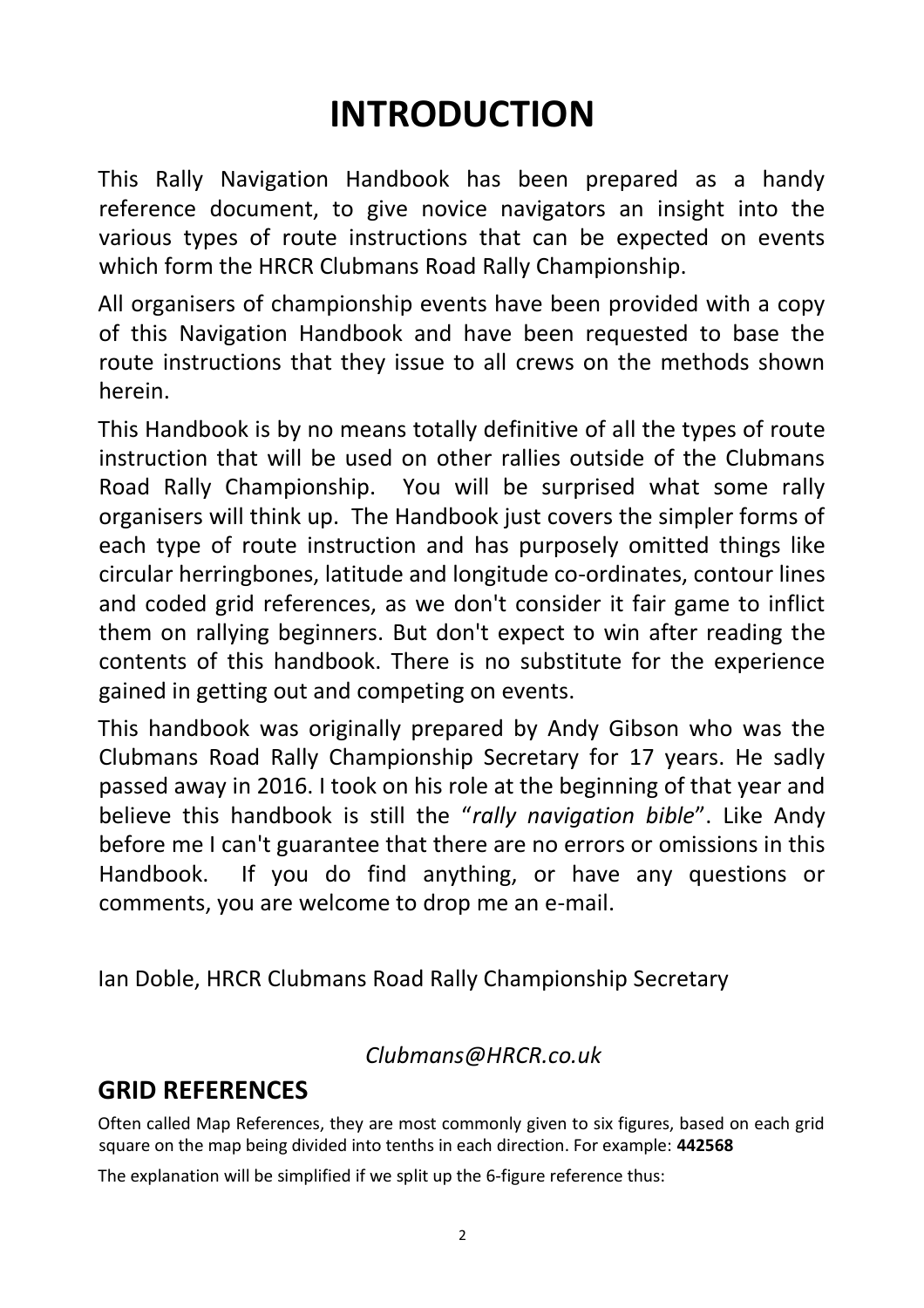# INTRODUCTION

This Rally Navigation Handbook has been prepared as a handy reference document, to give novice navigators an insight into the various types of route instructions that can be expected on events which form the HRCR Clubmans Road Rally Championship.

All organisers of championship events have been provided with a copy of this Navigation Handbook and have been requested to base the route instructions that they issue to all crews on the methods shown herein.

This Handbook is by no means totally definitive of all the types of route instruction that will be used on other rallies outside of the Clubmans Road Rally Championship. You will be surprised what some rally organisers will think up. The Handbook just covers the simpler forms of each type of route instruction and has purposely omitted things like circular herringbones, latitude and longitude co-ordinates, contour lines and coded grid references, as we don't consider it fair game to inflict them on rallying beginners. But don't expect to win after reading the contents of this handbook. There is no substitute for the experience gained in getting out and competing on events.

This handbook was originally prepared by Andy Gibson who was the Clubmans Road Rally Championship Secretary for 17 years. He sadly passed away in 2016. I took on his role at the beginning of that year and believe this handbook is still the "*rally navigation bible*". Like Andy before me I can't guarantee that there are no errors or omissions in this Handbook. If you do find anything, or have any questions or comments, you are welcome to drop me an e-mail.

Ian Doble, HRCR Clubmans Road Rally Championship Secretary

*Clubmans@HRCR.co.uk*

## GRID REFERENCES

Often called Map References, they are most commonly given to six figures, based on each grid square on the map being divided into tenths in each direction. For example: **442568**

The explanation will be simplified if we split up the 6-figure reference thus: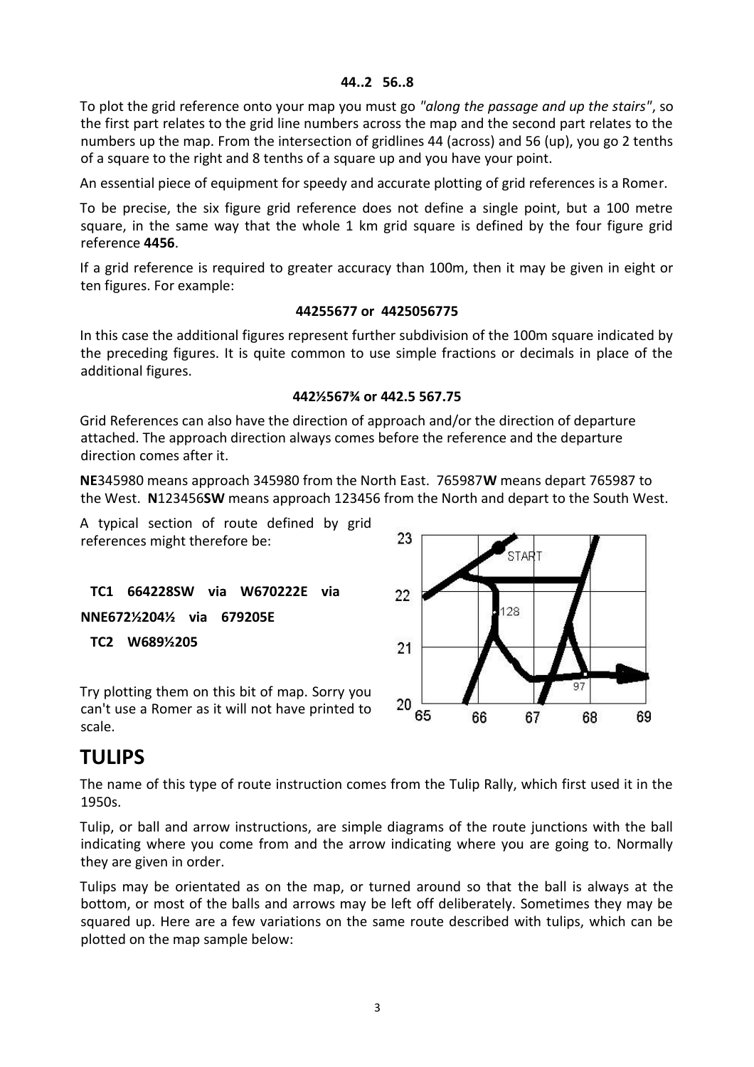**44..2 56..8**

To plot the grid reference onto your map you must go *"along the passage and up the stairs"*, so the first part relates to the grid line numbers across the map and the second part relates to the numbers up the map. From the intersection of gridlines 44 (across) and 56 (up), you go 2 tenths of a square to the right and 8 tenths of a square up and you have your point.

An essential piece of equipment for speedy and accurate plotting of grid references is a Romer.

To be precise, the six figure grid reference does not define a single point, but a 100 metre square, in the same way that the whole 1 km grid square is defined by the four figure grid reference **4456**.

If a grid reference is required to greater accuracy than 100m, then it may be given in eight or ten figures. For example:

**44255677 or 4425056775**

In this case the additional figures represent further subdivision of the 100m square indicated by the preceding figures. It is quite common to use simple fractions or decimals in place of the additional figures.

**442½567¾ or 442.5 567.75**

Grid References can also have the direction of approach and/or the direction of departure attached. The approach direction always comes before the reference and the departure direction comes after it.

**NE**345980 means approach 345980 from the North East. 765987**W** means depart 765987 to the West. **N**123456**SW** means approach 123456 from the North and depart to the South West.

A typical section of route defined by grid references might therefore be:

**TC1 664228SW via W670222E via NNE672½204½ via 679205E**

**TC2 W689½205**

Try plotting them on this bit of map. Sorry you can't use a Romer as it will not have printed to scale.

# TULIPS

The name of this type of route instruction comes from the Tulip Rally, which first used it in the 1950s.

Tulip, or ball and arrow instructions, are simple diagrams of the route junctions with the ball indicating where you come from and the arrow indicating where you are going to. Normally they are given in order.

Tulips may be orientated as on the map, or turned around so that the ball is always at the bottom, or most of the balls and arrows may be left off deliberately. Sometimes they may be squared up. Here are a few variations on the same route described with tulips, which can be plotted on the map sample below: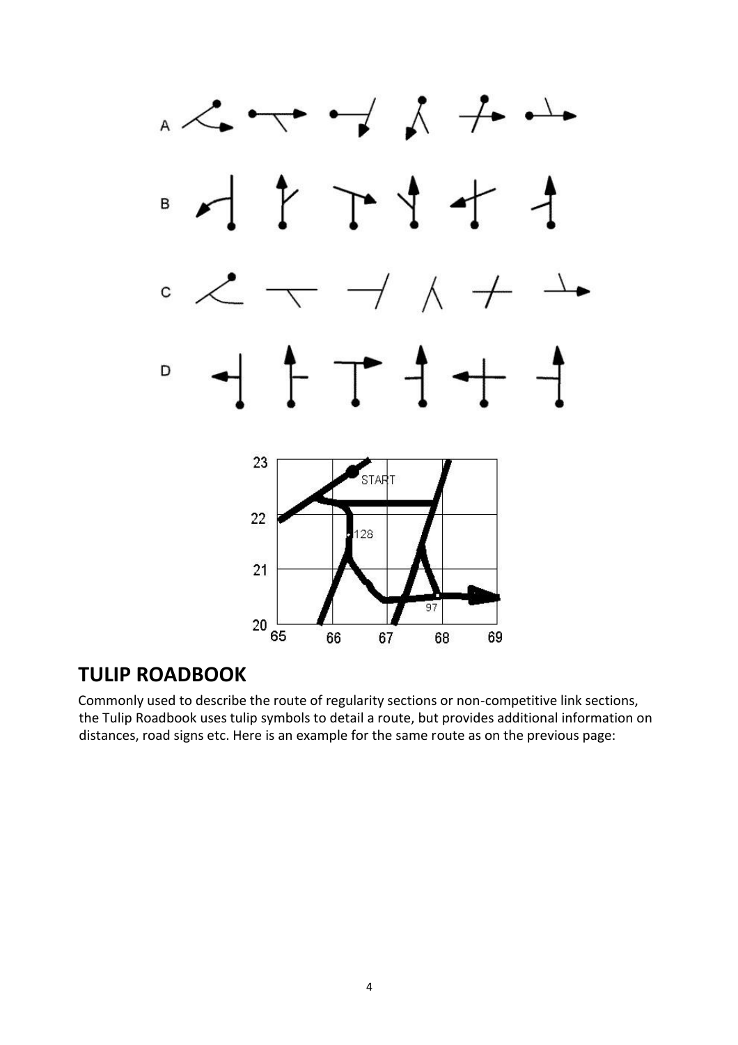## TULIP ROADBOOK

Commonly used to describe the route of regularity sections or non-competitive link sections, the Tulip Roadbook uses tulip symbols to detail a route, but provides additional information on distances, road signs etc. Here is an example for the same route as on the previous page: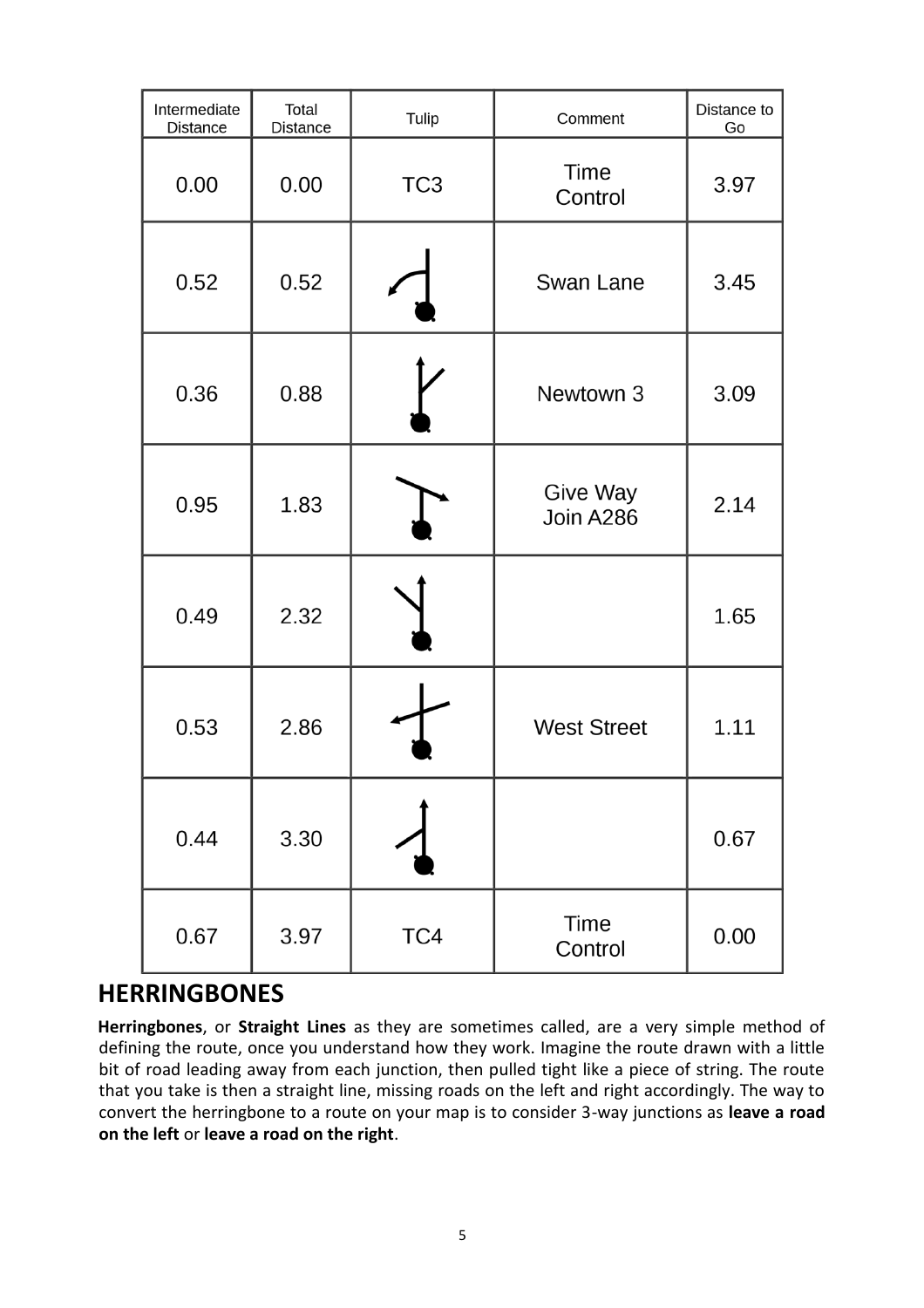| Intermediate Distance | Total Distance | Tulip | Comment | Distance to Go |
|---|---|---|---|---|
| 0.00 | 0.00 | TC3 | Time Control | 3.97 |
| 0.52 | 0.52 | | Swan Lane | 3.45 |
| 0.36 | 0.88 | | Newtown 3 | 3.09 |
| 0.95 | 1.83 | | Give Way Join A286 | 2.14 |
| 0.49 | 2.32 | | | 1.65 |
| 0.53 | 2.86 | | West Street | 1.11 |
| 0.44 | 3.30 | | | 0.67 |
| 0.67 | 3.97 | TC4 | Time Control | 0.00 |

## HERRINGBONES

**Herringbones**, or **Straight Lines** as they are sometimes called, are a very simple method of defining the route, once you understand how they work. Imagine the route drawn with a little bit of road leading away from each junction, then pulled tight like a piece of string. The route that you take is then a straight line, missing roads on the left and right accordingly. The way to convert the herringbone to a route on your map is to consider 3-way junctions as **leave a road on the left** or **leave a road on the right**.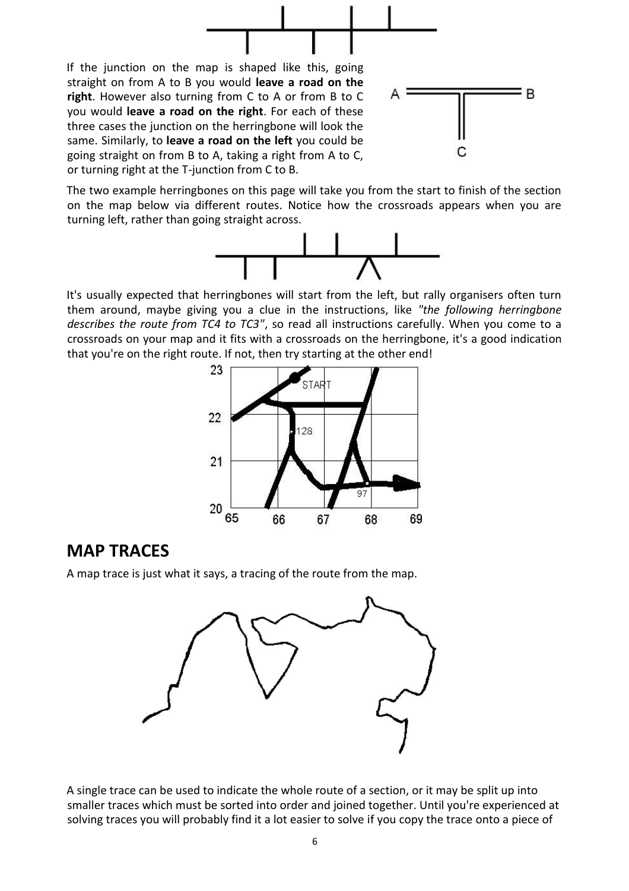If the junction on the map is shaped like this, going straight on from A to B you would **leave a road on the right**. However also turning from C to A or from B to C you would **leave a road on the right**. For each of these three cases the junction on the herringbone will look the same. Similarly, to **leave a road on the left** you could be going straight on from B to A, taking a right from A to C, or turning right at the T-junction from C to B.

The two example herringbones on this page will take you from the start to finish of the section on the map below via different routes. Notice how the crossroads appears when you are turning left, rather than going straight across.

It's usually expected that herringbones will start from the left, but rally organisers often turn them around, maybe giving you a clue in the instructions, like *"the following herringbone describes the route from TC4 to TC3"*, so read all instructions carefully. When you come to a crossroads on your map and it fits with a crossroads on the herringbone, it's a good indication that you're on the right route. If not, then try starting at the other end!

## MAP TRACES

A map trace is just what it says, a tracing of the route from the map.

A single trace can be used to indicate the whole route of a section, or it may be split up into smaller traces which must be sorted into order and joined together. Until you're experienced at solving traces you will probably find it a lot easier to solve if you copy the trace onto a piece of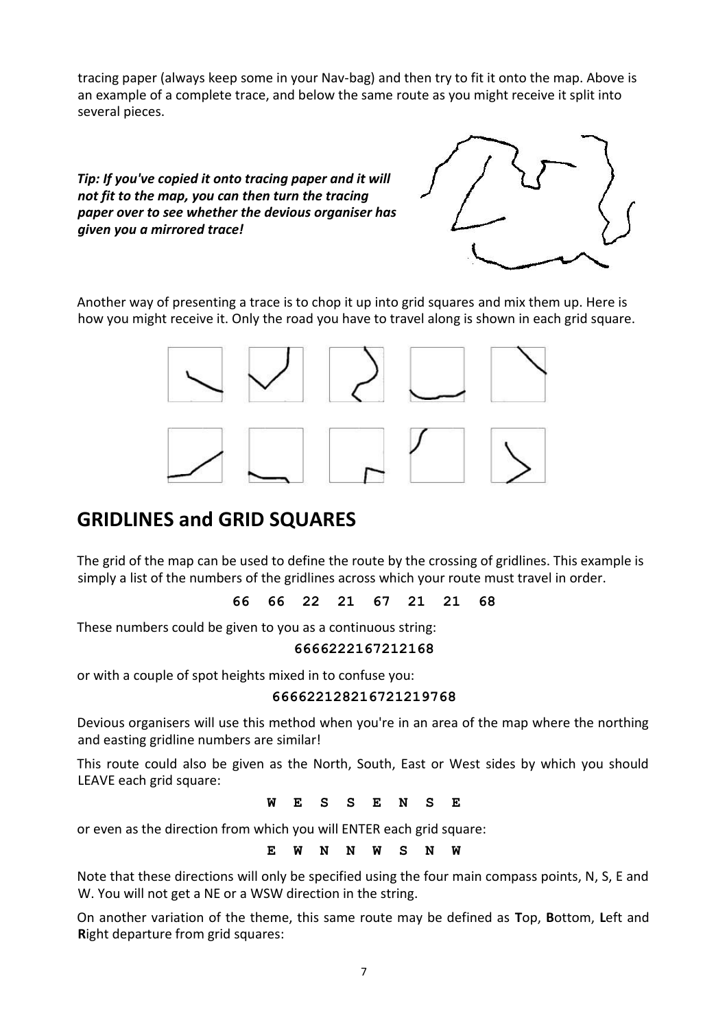tracing paper (always keep some in your Nav-bag) and then try to fit it onto the map. Above is an example of a complete trace, and below the same route as you might receive it split into several pieces.

***Tip: If you've copied it onto tracing paper and it will not fit to the map, you can then turn the tracing paper over to see whether the devious organiser has given you a mirrored trace!***

Another way of presenting a trace is to chop it up into grid squares and mix them up. Here is how you might receive it. Only the road you have to travel along is shown in each grid square.

## GRIDLINES and GRID SQUARES

The grid of the map can be used to define the route by the crossing of gridlines. This example is simply a list of the numbers of the gridlines across which your route must travel in order.

**66 66 22 21 67 21 21 68**

These numbers could be given to you as a continuous string:

**6666222167212168**

or with a couple of spot heights mixed in to confuse you:

**666622128216721219768**

Devious organisers will use this method when you're in an area of the map where the northing and easting gridline numbers are similar!

This route could also be given as the North, South, East or West sides by which you should LEAVE each grid square:

**W E S S E N S E**

or even as the direction from which you will ENTER each grid square:

**E W N N W S N W**

Note that these directions will only be specified using the four main compass points, N, S, E and W. You will not get a NE or a WSW direction in the string.

On another variation of the theme, this same route may be defined as **T**op, **B**ottom, **L**eft and **R**ight departure from grid squares: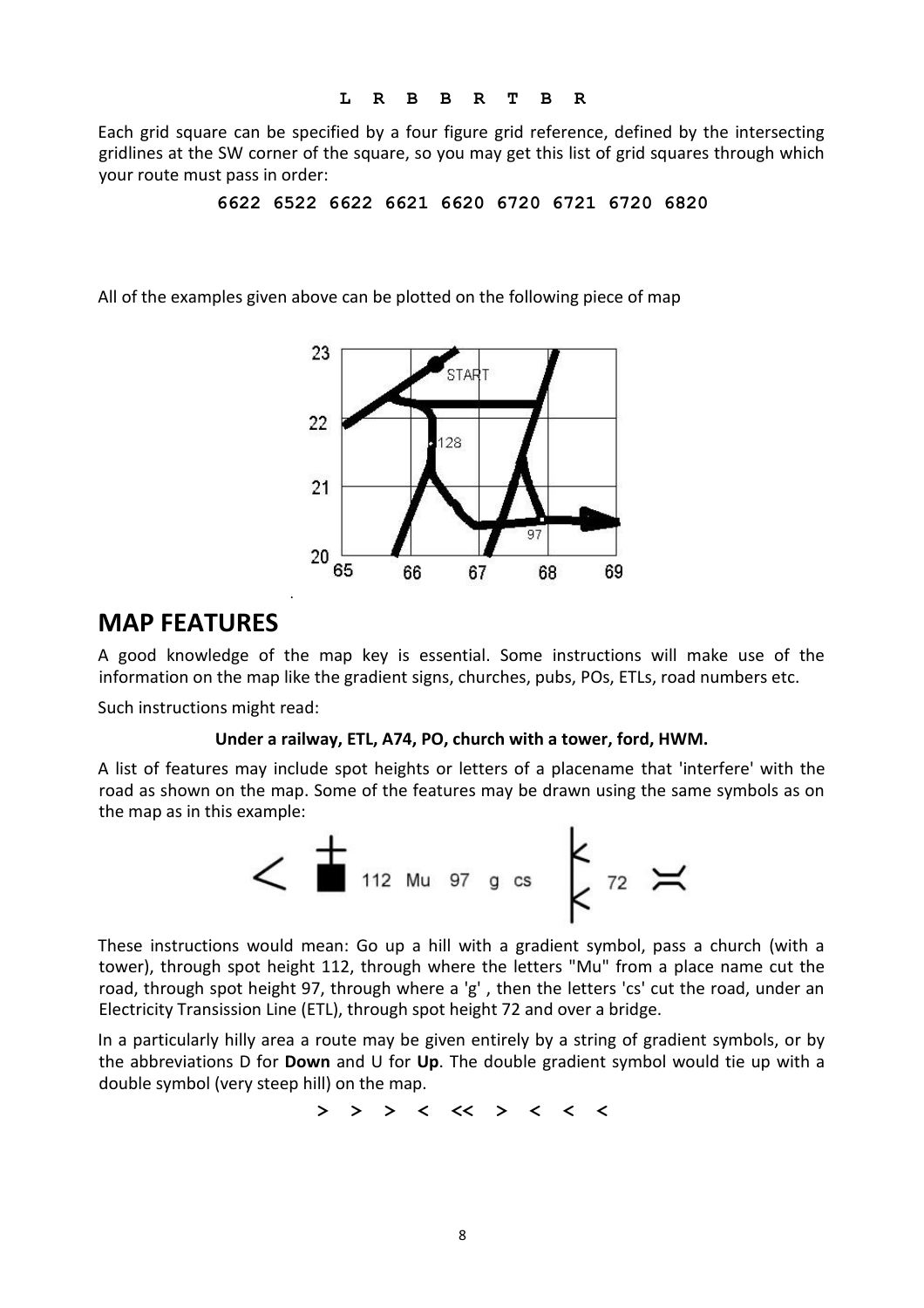**L R B B R T B R**

Each grid square can be specified by a four figure grid reference, defined by the intersecting gridlines at the SW corner of the square, so you may get this list of grid squares through which your route must pass in order:

**6622 6522 6622 6621 6620 6720 6721 6720 6820**

All of the examples given above can be plotted on the following piece of map

## MAP FEATURES

A good knowledge of the map key is essential. Some instructions will make use of the information on the map like the gradient signs, churches, pubs, POs, ETLs, road numbers etc.

Such instructions might read:

**Under a railway, ETL, A74, PO, church with a tower, ford, HWM.**

A list of features may include spot heights or letters of a placename that 'interfere' with the road as shown on the map. Some of the features may be drawn using the same symbols as on the map as in this example:

< 112 Mu 97 g cs 72

These instructions would mean: Go up a hill with a gradient symbol, pass a church (with a tower), through spot height 112, through where the letters "Mu" from a place name cut the road, through spot height 97, through where a 'g' , then the letters 'cs' cut the road, under an Electricity Transission Line (ETL), through spot height 72 and over a bridge.

In a particularly hilly area a route may be given entirely by a string of gradient symbols, or by the abbreviations D for **Down** and U for **Up**. The double gradient symbol would tie up with a double symbol (very steep hill) on the map.

**> > > < << > < < <**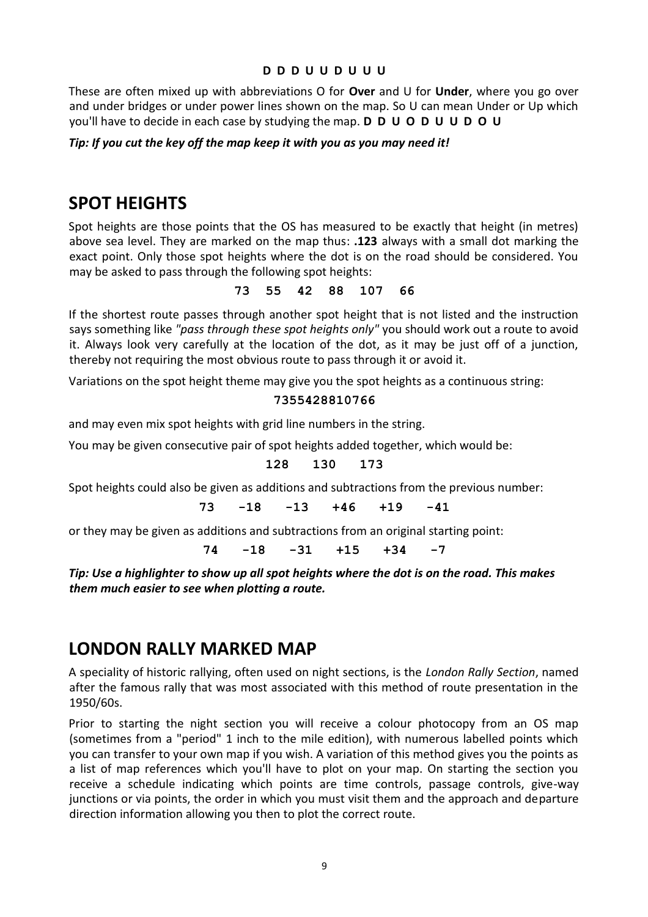**D D D U U D U U U**

These are often mixed up with abbreviations O for **Over** and U for **Under**, where you go over and under bridges or under power lines shown on the map. So U can mean Under or Up which you'll have to decide in each case by studying the map. **D D U O D U U D O U**

***Tip: If you cut the key off the map keep it with you as you may need it!***

## SPOT HEIGHTS

Spot heights are those points that the OS has measured to be exactly that height (in metres) above sea level. They are marked on the map thus: **.123** always with a small dot marking the exact point. Only those spot heights where the dot is on the road should be considered. You may be asked to pass through the following spot heights:

**73 55 42 88 107 66**

If the shortest route passes through another spot height that is not listed and the instruction says something like *"pass through these spot heights only"* you should work out a route to avoid it. Always look very carefully at the location of the dot, as it may be just off of a junction, thereby not requiring the most obvious route to pass through it or avoid it.

Variations on the spot height theme may give you the spot heights as a continuous string:

**7355428810766**

and may even mix spot heights with grid line numbers in the string.

You may be given consecutive pair of spot heights added together, which would be:

**128 130 173**

Spot heights could also be given as additions and subtractions from the previous number:

**73 -18 -13 +46 +19 -41**

or they may be given as additions and subtractions from an original starting point:

**74 -18 -31 +15 +34 -7**

***Tip: Use a highlighter to show up all spot heights where the dot is on the road. This makes them much easier to see when plotting a route.***

## LONDON RALLY MARKED MAP

A speciality of historic rallying, often used on night sections, is the *London Rally Section*, named after the famous rally that was most associated with this method of route presentation in the 1950/60s.

Prior to starting the night section you will receive a colour photocopy from an OS map (sometimes from a "period" 1 inch to the mile edition), with numerous labelled points which you can transfer to your own map if you wish. A variation of this method gives you the points as a list of map references which you'll have to plot on your map. On starting the section you receive a schedule indicating which points are time controls, passage controls, give-way junctions or via points, the order in which you must visit them and the approach and departure direction information allowing you then to plot the correct route.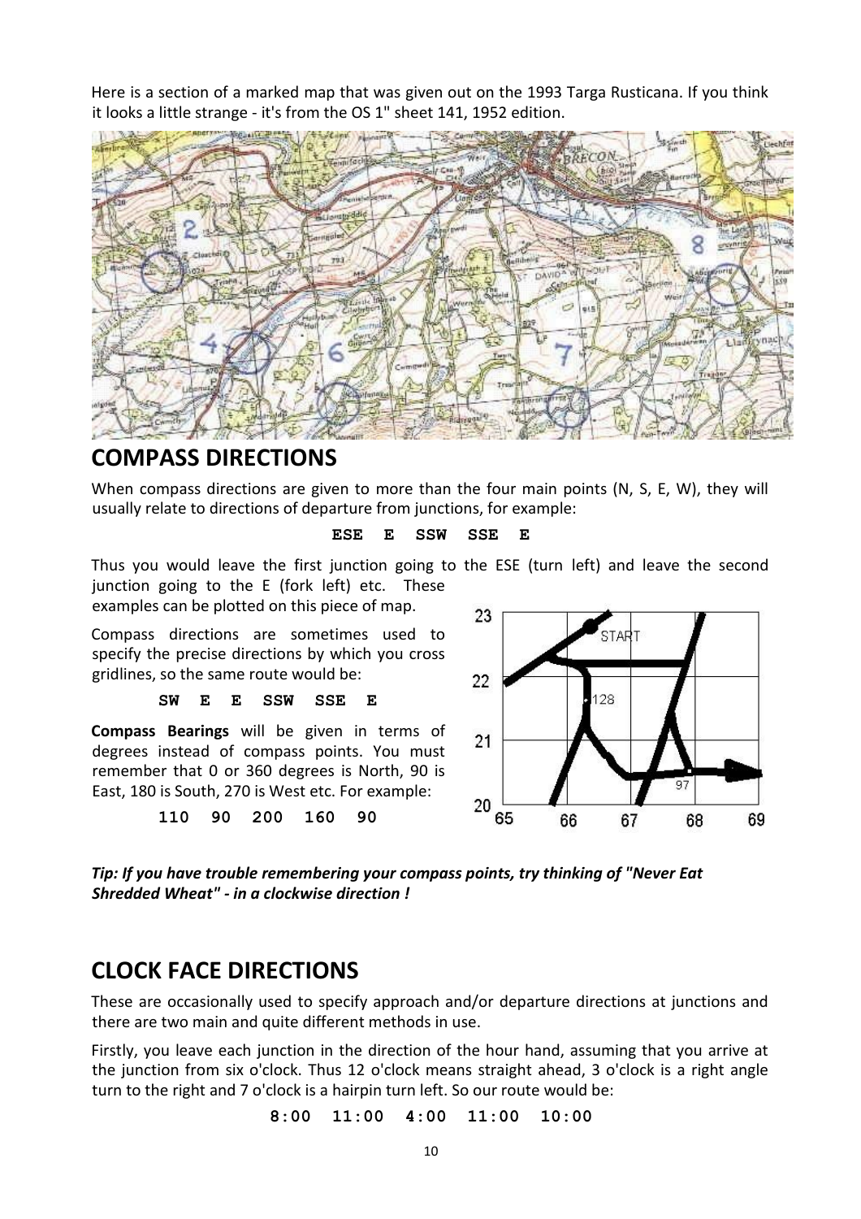Here is a section of a marked map that was given out on the 1993 Targa Rusticana. If you think it looks a little strange - it's from the OS 1" sheet 141, 1952 edition.

## COMPASS DIRECTIONS

When compass directions are given to more than the four main points (N, S, E, W), they will usually relate to directions of departure from junctions, for example:

```
ESE   E   SSW   SSE   E
```

Thus you would leave the first junction going to the ESE (turn left) and leave the second junction going to the E (fork left) etc. These examples can be plotted on this piece of map.

Compass directions are sometimes used to specify the precise directions by which you cross gridlines, so the same route would be:

```
SW   E   E   SSW   SSE   E
```

**Compass Bearings** will be given in terms of degrees instead of compass points. You must remember that 0 or 360 degrees is North, 90 is East, 180 is South, 270 is West etc. For example:

```
110   90   200   160   90
```

***Tip: If you have trouble remembering your compass points, try thinking of "Never Eat Shredded Wheat" - in a clockwise direction !***

## CLOCK FACE DIRECTIONS

These are occasionally used to specify approach and/or departure directions at junctions and there are two main and quite different methods in use.

Firstly, you leave each junction in the direction of the hour hand, assuming that you arrive at the junction from six o'clock. Thus 12 o'clock means straight ahead, 3 o'clock is a right angle turn to the right and 7 o'clock is a hairpin turn left. So our route would be:

```
8:00   11:00   4:00   11:00   10:00
```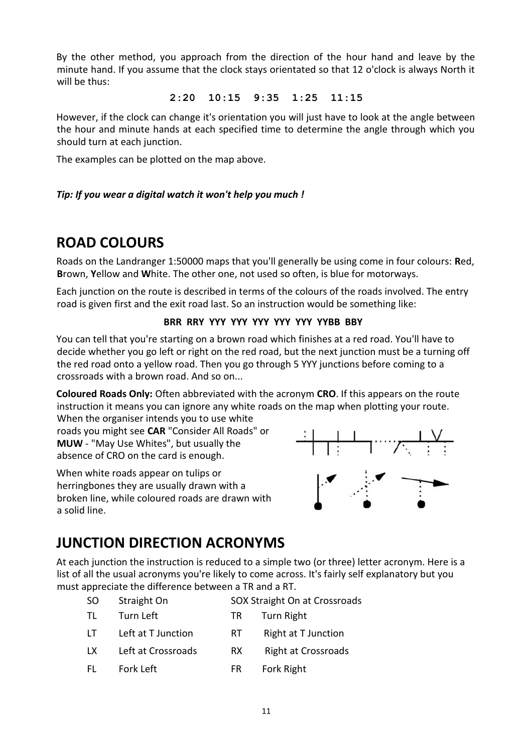By the other method, you approach from the direction of the hour hand and leave by the minute hand. If you assume that the clock stays orientated so that 12 o'clock is always North it will be thus:

**2:20  10:15  9:35  1:25  11:15**

However, if the clock can change it's orientation you will just have to look at the angle between the hour and minute hands at each specified time to determine the angle through which you should turn at each junction.

The examples can be plotted on the map above.

***Tip: If you wear a digital watch it won't help you much !***

## ROAD COLOURS

Roads on the Landranger 1:50000 maps that you'll generally be using come in four colours: **R**ed, **B**rown, **Y**ellow and **W**hite. The other one, not used so often, is blue for motorways.

Each junction on the route is described in terms of the colours of the roads involved. The entry road is given first and the exit road last. So an instruction would be something like:

**BRR RRY YYY YYY YYY YYY YYY YYBB BBY**

You can tell that you're starting on a brown road which finishes at a red road. You'll have to decide whether you go left or right on the red road, but the next junction must be a turning off the red road onto a yellow road. Then you go through 5 YYY junctions before coming to a crossroads with a brown road. And so on...

**Coloured Roads Only:** Often abbreviated with the acronym **CRO**. If this appears on the route instruction it means you can ignore any white roads on the map when plotting your route. When the organiser intends you to use white roads you might see **CAR** "Consider All Roads" or **MUW** - "May Use Whites", but usually the absence of CRO on the card is enough.

When white roads appear on tulips or herringbones they are usually drawn with a broken line, while coloured roads are drawn with a solid line.

## JUNCTION DIRECTION ACRONYMS

At each junction the instruction is reduced to a simple two (or three) letter acronym. Here is a list of all the usual acronyms you're likely to come across. It's fairly self explanatory but you must appreciate the difference between a TR and a RT.

| | | | |
|---|---|---|---|
| SO | Straight On | SOX | Straight On at Crossroads |
| TL | Turn Left | TR | Turn Right |
| LT | Left at T Junction | RT | Right at T Junction |
| LX | Left at Crossroads | RX | Right at Crossroads |
| FL | Fork Left | FR | Fork Right |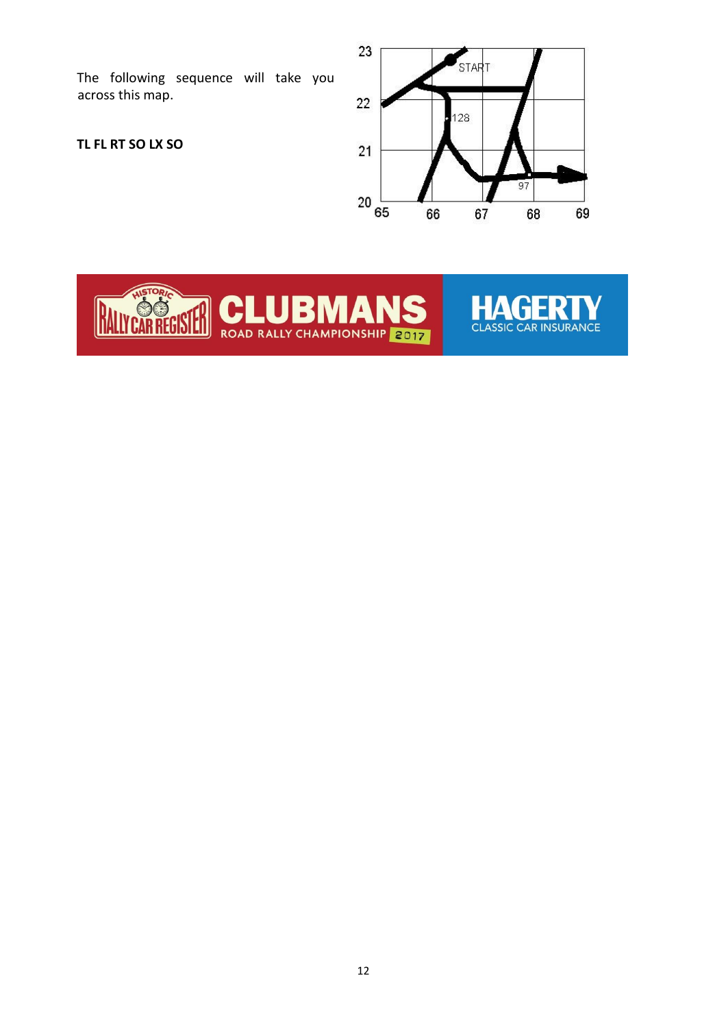The following sequence will take you across this map.

**TL FL RT SO LX SO**

23
22
21
20
65
66
67
68
69
START
128
97

HISTORIC RALLY CAR REGISTER
CLUBMANS
ROAD RALLY CHAMPIONSHIP 2017
HAGERTY
CLASSIC CAR INSURANCE